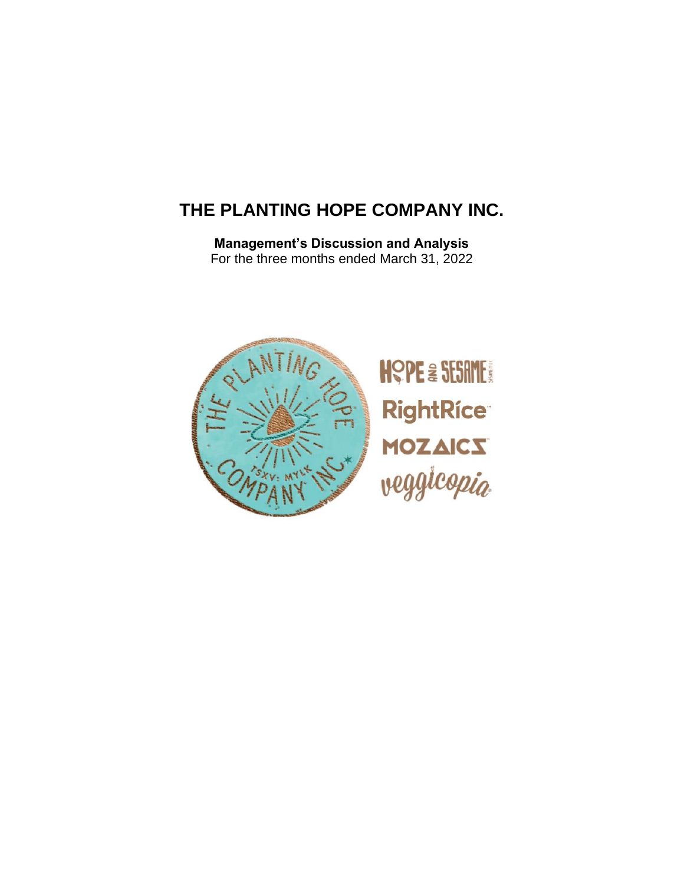# THE PLANTING HOPE COMPANY INC.

**Management's Discussion and Analysis**
For the three months ended March 31, 2022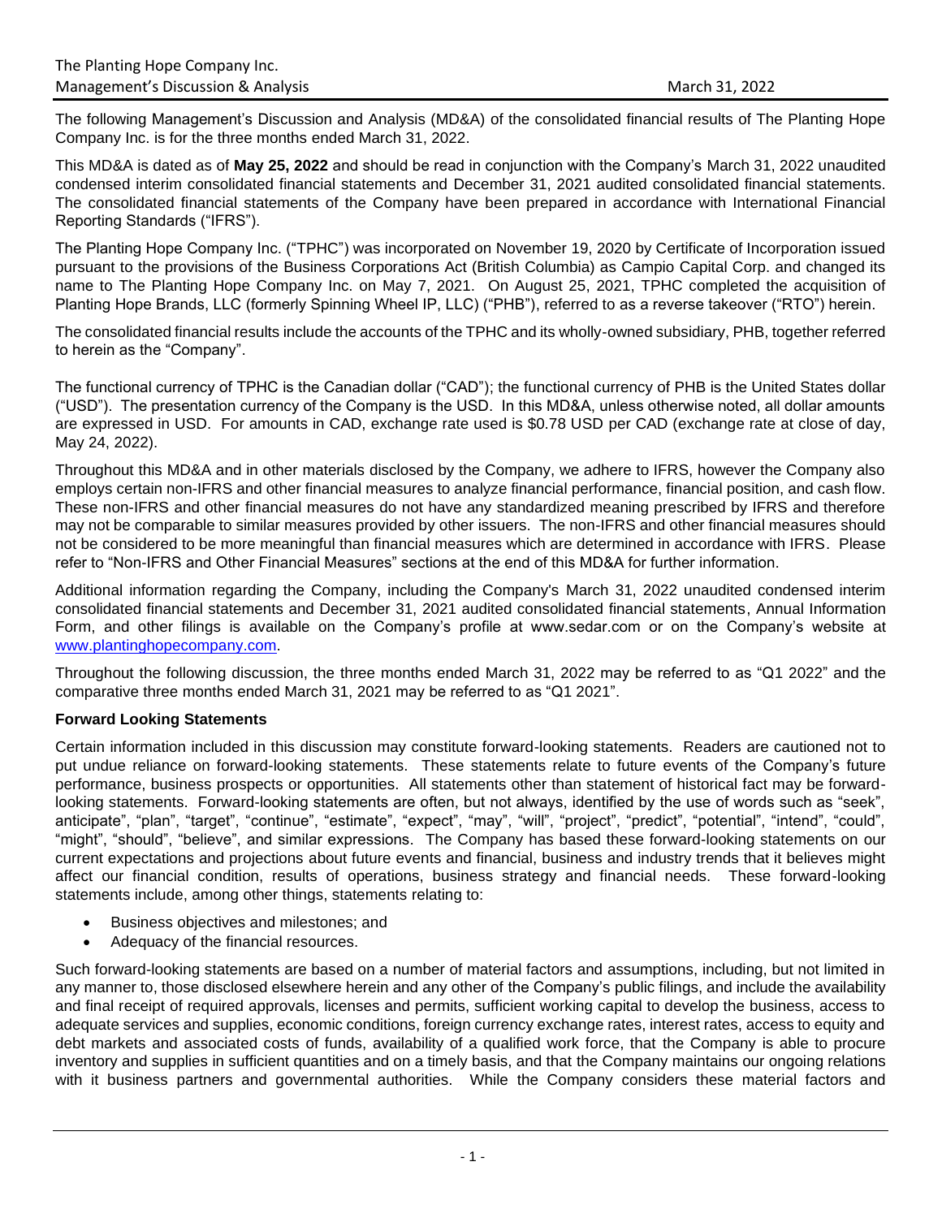The following Management's Discussion and Analysis (MD&A) of the consolidated financial results of The Planting Hope Company Inc. is for the three months ended March 31, 2022.

This MD&A is dated as of **May 25, 2022** and should be read in conjunction with the Company's March 31, 2022 unaudited condensed interim consolidated financial statements and December 31, 2021 audited consolidated financial statements. The consolidated financial statements of the Company have been prepared in accordance with International Financial Reporting Standards ("IFRS").

The Planting Hope Company Inc. ("TPHC") was incorporated on November 19, 2020 by Certificate of Incorporation issued pursuant to the provisions of the Business Corporations Act (British Columbia) as Campio Capital Corp. and changed its name to The Planting Hope Company Inc. on May 7, 2021. On August 25, 2021, TPHC completed the acquisition of Planting Hope Brands, LLC (formerly Spinning Wheel IP, LLC) ("PHB"), referred to as a reverse takeover ("RTO") herein.

The consolidated financial results include the accounts of the TPHC and its wholly-owned subsidiary, PHB, together referred to herein as the "Company".

The functional currency of TPHC is the Canadian dollar ("CAD"); the functional currency of PHB is the United States dollar ("USD"). The presentation currency of the Company is the USD. In this MD&A, unless otherwise noted, all dollar amounts are expressed in USD. For amounts in CAD, exchange rate used is $0.78 USD per CAD (exchange rate at close of day, May 24, 2022).

Throughout this MD&A and in other materials disclosed by the Company, we adhere to IFRS, however the Company also employs certain non-IFRS and other financial measures to analyze financial performance, financial position, and cash flow. These non-IFRS and other financial measures do not have any standardized meaning prescribed by IFRS and therefore may not be comparable to similar measures provided by other issuers. The non-IFRS and other financial measures should not be considered to be more meaningful than financial measures which are determined in accordance with IFRS. Please refer to "Non-IFRS and Other Financial Measures" sections at the end of this MD&A for further information.

Additional information regarding the Company, including the Company's March 31, 2022 unaudited condensed interim consolidated financial statements and December 31, 2021 audited consolidated financial statements, Annual Information Form, and other filings is available on the Company's profile at www.sedar.com or on the Company's website at www.plantinghopecompany.com.

Throughout the following discussion, the three months ended March 31, 2022 may be referred to as "Q1 2022" and the comparative three months ended March 31, 2021 may be referred to as "Q1 2021".

**Forward Looking Statements**

Certain information included in this discussion may constitute forward-looking statements. Readers are cautioned not to put undue reliance on forward-looking statements. These statements relate to future events of the Company's future performance, business prospects or opportunities. All statements other than statement of historical fact may be forward-looking statements. Forward-looking statements are often, but not always, identified by the use of words such as "seek", anticipate", "plan", "target", "continue", "estimate", "expect", "may", "will", "project", "predict", "potential", "intend", "could", "might", "should", "believe", and similar expressions. The Company has based these forward-looking statements on our current expectations and projections about future events and financial, business and industry trends that it believes might affect our financial condition, results of operations, business strategy and financial needs. These forward-looking statements include, among other things, statements relating to:

- Business objectives and milestones; and
- Adequacy of the financial resources.

Such forward-looking statements are based on a number of material factors and assumptions, including, but not limited in any manner to, those disclosed elsewhere herein and any other of the Company's public filings, and include the availability and final receipt of required approvals, licenses and permits, sufficient working capital to develop the business, access to adequate services and supplies, economic conditions, foreign currency exchange rates, interest rates, access to equity and debt markets and associated costs of funds, availability of a qualified work force, that the Company is able to procure inventory and supplies in sufficient quantities and on a timely basis, and that the Company maintains our ongoing relations with it business partners and governmental authorities. While the Company considers these material factors and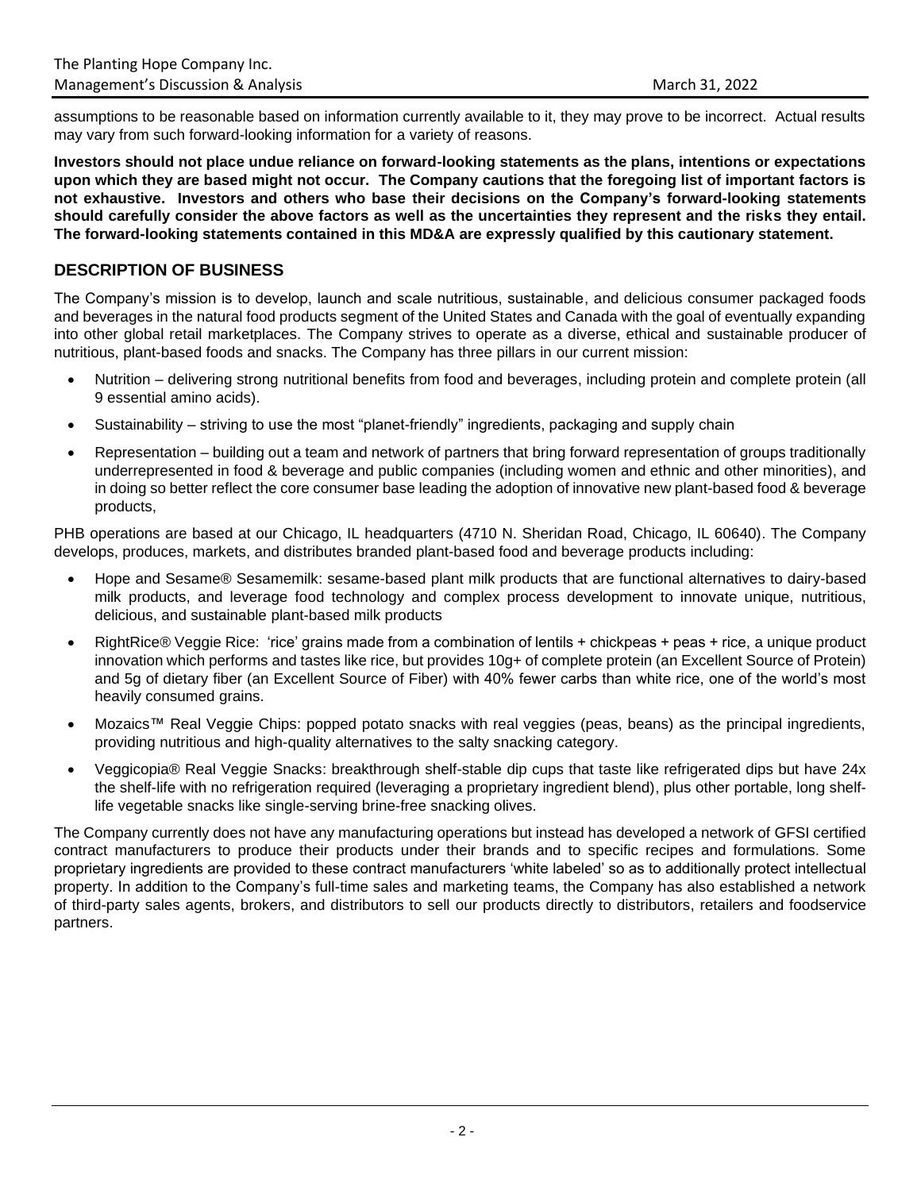assumptions to be reasonable based on information currently available to it, they may prove to be incorrect. Actual results may vary from such forward-looking information for a variety of reasons.

**Investors should not place undue reliance on forward-looking statements as the plans, intentions or expectations upon which they are based might not occur. The Company cautions that the foregoing list of important factors is not exhaustive. Investors and others who base their decisions on the Company's forward-looking statements should carefully consider the above factors as well as the uncertainties they represent and the risks they entail. The forward-looking statements contained in this MD&A are expressly qualified by this cautionary statement.**

## DESCRIPTION OF BUSINESS

The Company's mission is to develop, launch and scale nutritious, sustainable, and delicious consumer packaged foods and beverages in the natural food products segment of the United States and Canada with the goal of eventually expanding into other global retail marketplaces. The Company strives to operate as a diverse, ethical and sustainable producer of nutritious, plant-based foods and snacks. The Company has three pillars in our current mission:

- Nutrition – delivering strong nutritional benefits from food and beverages, including protein and complete protein (all 9 essential amino acids).
- Sustainability – striving to use the most "planet-friendly" ingredients, packaging and supply chain
- Representation – building out a team and network of partners that bring forward representation of groups traditionally underrepresented in food & beverage and public companies (including women and ethnic and other minorities), and in doing so better reflect the core consumer base leading the adoption of innovative new plant-based food & beverage products,

PHB operations are based at our Chicago, IL headquarters (4710 N. Sheridan Road, Chicago, IL 60640). The Company develops, produces, markets, and distributes branded plant-based food and beverage products including:

- Hope and Sesame® Sesamemilk: sesame-based plant milk products that are functional alternatives to dairy-based milk products, and leverage food technology and complex process development to innovate unique, nutritious, delicious, and sustainable plant-based milk products
- RightRice® Veggie Rice: 'rice' grains made from a combination of lentils + chickpeas + peas + rice, a unique product innovation which performs and tastes like rice, but provides 10g+ of complete protein (an Excellent Source of Protein) and 5g of dietary fiber (an Excellent Source of Fiber) with 40% fewer carbs than white rice, one of the world's most heavily consumed grains.
- Mozaics™ Real Veggie Chips: popped potato snacks with real veggies (peas, beans) as the principal ingredients, providing nutritious and high-quality alternatives to the salty snacking category.
- Veggicopia® Real Veggie Snacks: breakthrough shelf-stable dip cups that taste like refrigerated dips but have 24x the shelf-life with no refrigeration required (leveraging a proprietary ingredient blend), plus other portable, long shelf-life vegetable snacks like single-serving brine-free snacking olives.

The Company currently does not have any manufacturing operations but instead has developed a network of GFSI certified contract manufacturers to produce their products under their brands and to specific recipes and formulations. Some proprietary ingredients are provided to these contract manufacturers 'white labeled' so as to additionally protect intellectual property. In addition to the Company's full-time sales and marketing teams, the Company has also established a network of third-party sales agents, brokers, and distributors to sell our products directly to distributors, retailers and foodservice partners.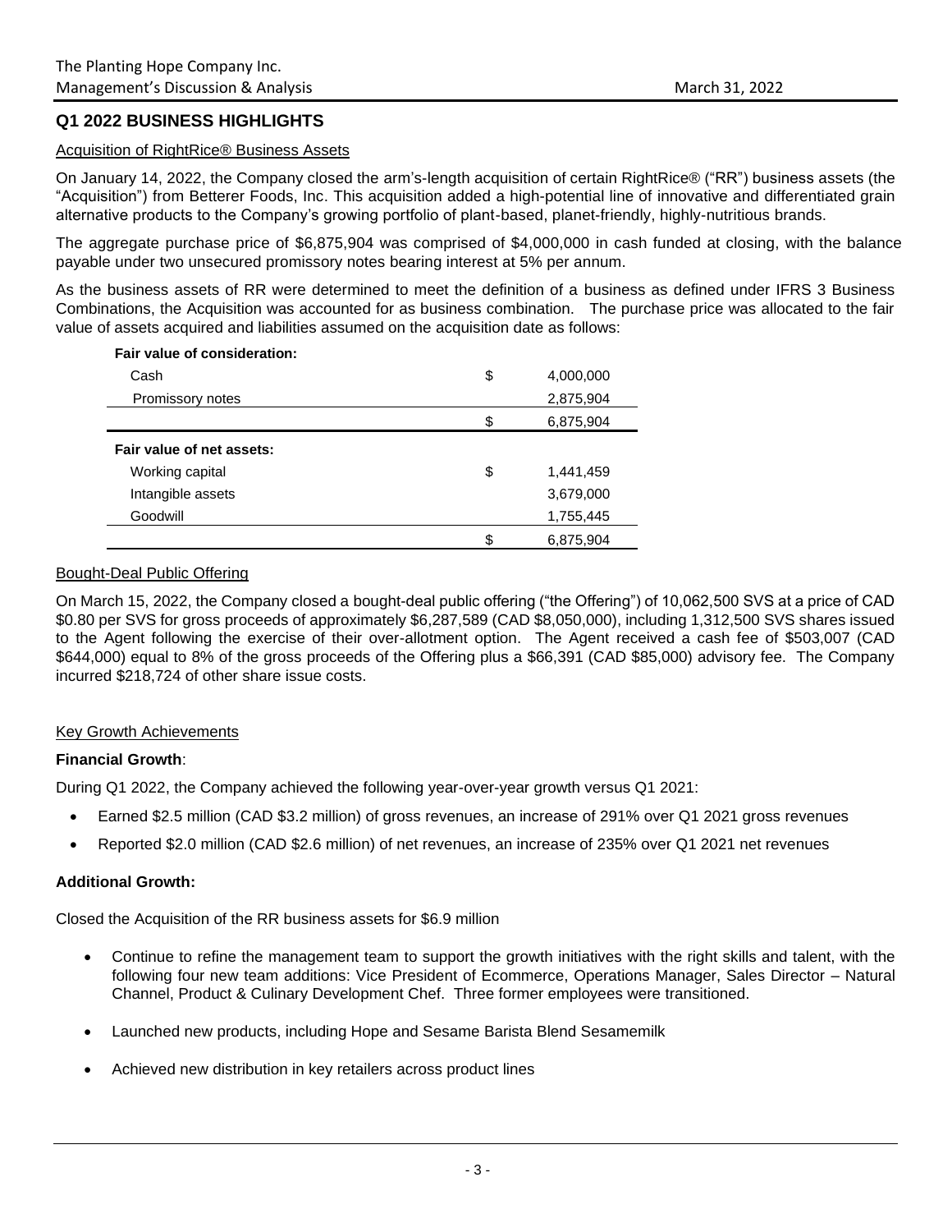## Q1 2022 BUSINESS HIGHLIGHTS

Acquisition of RightRice® Business Assets

On January 14, 2022, the Company closed the arm's-length acquisition of certain RightRice® ("RR") business assets (the "Acquisition") from Betterer Foods, Inc. This acquisition added a high-potential line of innovative and differentiated grain alternative products to the Company's growing portfolio of plant-based, planet-friendly, highly-nutritious brands.

The aggregate purchase price of $6,875,904 was comprised of $4,000,000 in cash funded at closing, with the balance payable under two unsecured promissory notes bearing interest at 5% per annum.

As the business assets of RR were determined to meet the definition of a business as defined under IFRS 3 Business Combinations, the Acquisition was accounted for as business combination. The purchase price was allocated to the fair value of assets acquired and liabilities assumed on the acquisition date as follows:

| | | |
|---|---|---|
| **Fair value of consideration:** | | |
| Cash | $ | 4,000,000 |
| Promissory notes | | 2,875,904 |
| | $ | 6,875,904 |
| **Fair value of net assets:** | | |
| Working capital | $ | 1,441,459 |
| Intangible assets | | 3,679,000 |
| Goodwill | | 1,755,445 |
| | $ | 6,875,904 |

Bought-Deal Public Offering

On March 15, 2022, the Company closed a bought-deal public offering ("the Offering") of 10,062,500 SVS at a price of CAD $0.80 per SVS for gross proceeds of approximately $6,287,589 (CAD $8,050,000), including 1,312,500 SVS shares issued to the Agent following the exercise of their over-allotment option. The Agent received a cash fee of $503,007 (CAD $644,000) equal to 8% of the gross proceeds of the Offering plus a $66,391 (CAD $85,000) advisory fee. The Company incurred $218,724 of other share issue costs.

Key Growth Achievements

**Financial Growth**:

During Q1 2022, the Company achieved the following year-over-year growth versus Q1 2021:

- Earned $2.5 million (CAD $3.2 million) of gross revenues, an increase of 291% over Q1 2021 gross revenues
- Reported $2.0 million (CAD $2.6 million) of net revenues, an increase of 235% over Q1 2021 net revenues

**Additional Growth:**

Closed the Acquisition of the RR business assets for $6.9 million

- Continue to refine the management team to support the growth initiatives with the right skills and talent, with the following four new team additions: Vice President of Ecommerce, Operations Manager, Sales Director – Natural Channel, Product & Culinary Development Chef. Three former employees were transitioned.
- Launched new products, including Hope and Sesame Barista Blend Sesamemilk
- Achieved new distribution in key retailers across product lines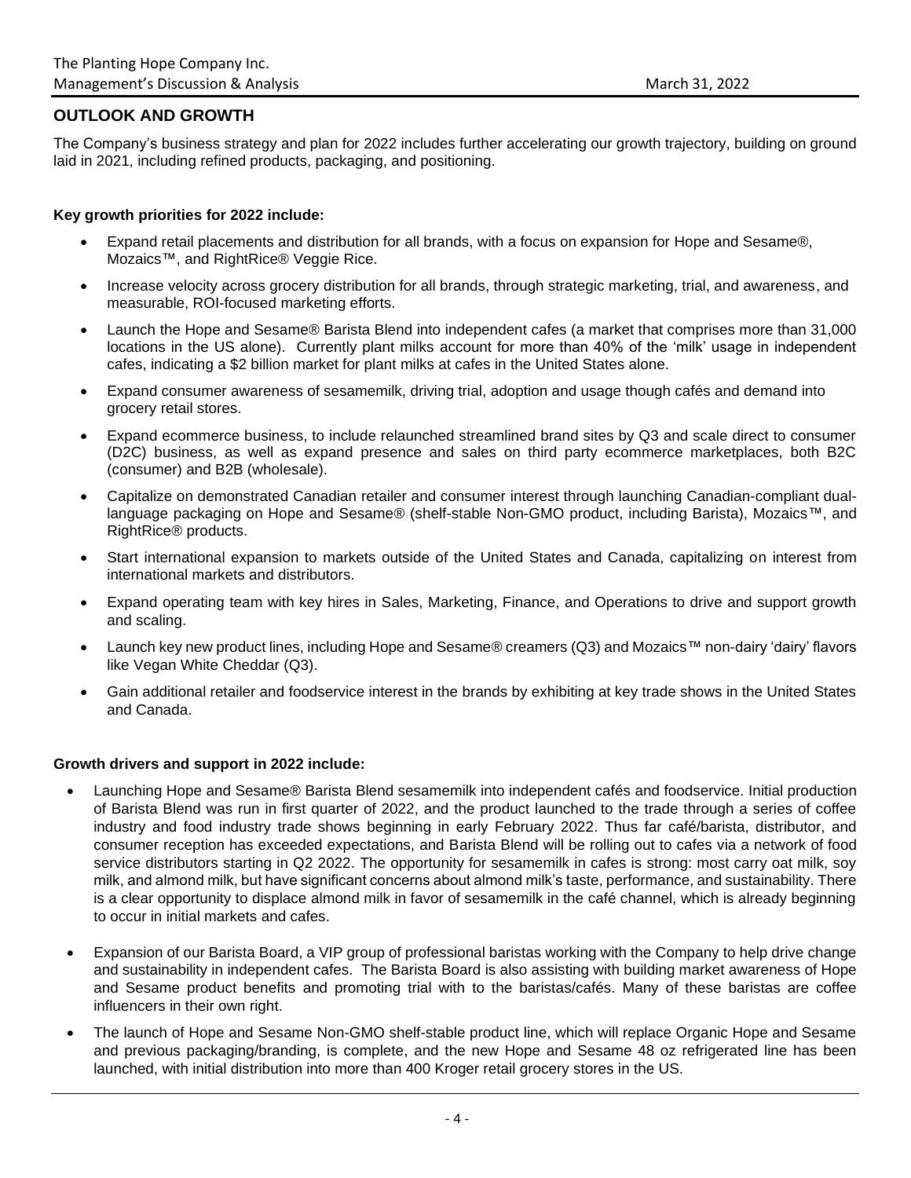## OUTLOOK AND GROWTH

The Company's business strategy and plan for 2022 includes further accelerating our growth trajectory, building on ground laid in 2021, including refined products, packaging, and positioning.

**Key growth priorities for 2022 include:**

- Expand retail placements and distribution for all brands, with a focus on expansion for Hope and Sesame®, Mozaics™, and RightRice® Veggie Rice.
- Increase velocity across grocery distribution for all brands, through strategic marketing, trial, and awareness, and measurable, ROI-focused marketing efforts.
- Launch the Hope and Sesame® Barista Blend into independent cafes (a market that comprises more than 31,000 locations in the US alone). Currently plant milks account for more than 40% of the 'milk' usage in independent cafes, indicating a $2 billion market for plant milks at cafes in the United States alone.
- Expand consumer awareness of sesamemilk, driving trial, adoption and usage though cafés and demand into grocery retail stores.
- Expand ecommerce business, to include relaunched streamlined brand sites by Q3 and scale direct to consumer (D2C) business, as well as expand presence and sales on third party ecommerce marketplaces, both B2C (consumer) and B2B (wholesale).
- Capitalize on demonstrated Canadian retailer and consumer interest through launching Canadian-compliant dual-language packaging on Hope and Sesame® (shelf-stable Non-GMO product, including Barista), Mozaics™, and RightRice® products.
- Start international expansion to markets outside of the United States and Canada, capitalizing on interest from international markets and distributors.
- Expand operating team with key hires in Sales, Marketing, Finance, and Operations to drive and support growth and scaling.
- Launch key new product lines, including Hope and Sesame® creamers (Q3) and Mozaics™ non-dairy 'dairy' flavors like Vegan White Cheddar (Q3).
- Gain additional retailer and foodservice interest in the brands by exhibiting at key trade shows in the United States and Canada.

**Growth drivers and support in 2022 include:**

- Launching Hope and Sesame® Barista Blend sesamemilk into independent cafés and foodservice. Initial production of Barista Blend was run in first quarter of 2022, and the product launched to the trade through a series of coffee industry and food industry trade shows beginning in early February 2022. Thus far café/barista, distributor, and consumer reception has exceeded expectations, and Barista Blend will be rolling out to cafes via a network of food service distributors starting in Q2 2022. The opportunity for sesamemilk in cafes is strong: most carry oat milk, soy milk, and almond milk, but have significant concerns about almond milk's taste, performance, and sustainability. There is a clear opportunity to displace almond milk in favor of sesamemilk in the café channel, which is already beginning to occur in initial markets and cafes.
- Expansion of our Barista Board, a VIP group of professional baristas working with the Company to help drive change and sustainability in independent cafes. The Barista Board is also assisting with building market awareness of Hope and Sesame product benefits and promoting trial with to the baristas/cafés. Many of these baristas are coffee influencers in their own right.
- The launch of Hope and Sesame Non-GMO shelf-stable product line, which will replace Organic Hope and Sesame and previous packaging/branding, is complete, and the new Hope and Sesame 48 oz refrigerated line has been launched, with initial distribution into more than 400 Kroger retail grocery stores in the US.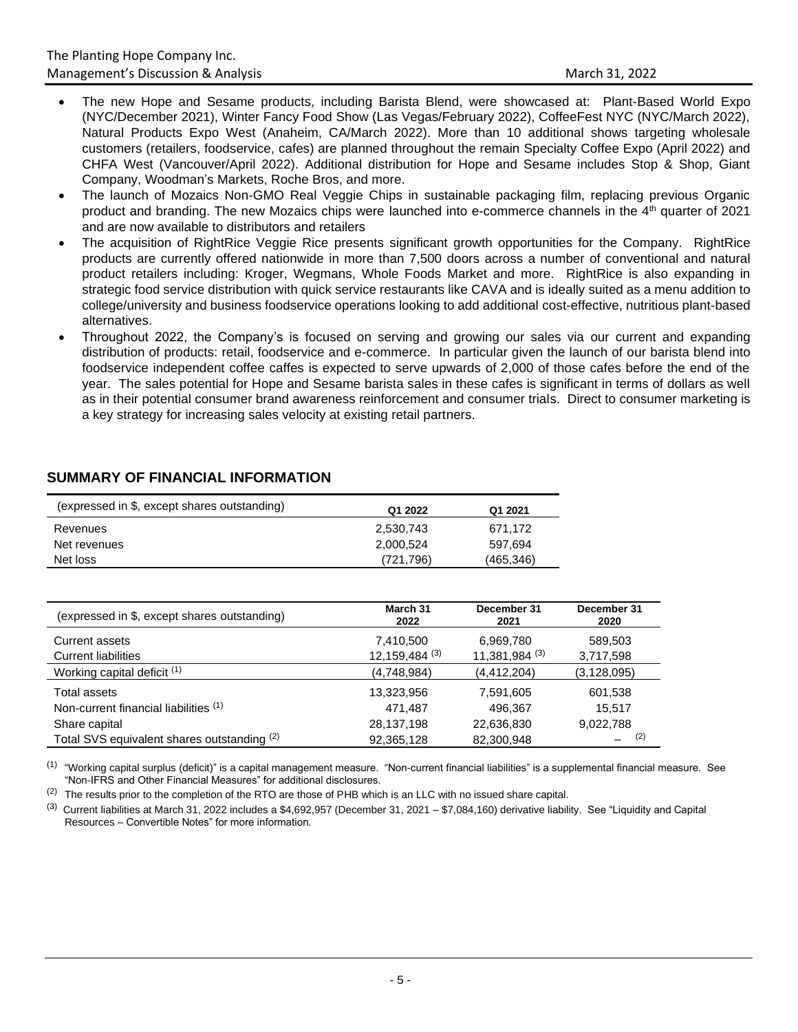- The new Hope and Sesame products, including Barista Blend, were showcased at: Plant-Based World Expo (NYC/December 2021), Winter Fancy Food Show (Las Vegas/February 2022), CoffeeFest NYC (NYC/March 2022), Natural Products Expo West (Anaheim, CA/March 2022). More than 10 additional shows targeting wholesale customers (retailers, foodservice, cafes) are planned throughout the remain Specialty Coffee Expo (April 2022) and CHFA West (Vancouver/April 2022). Additional distribution for Hope and Sesame includes Stop & Shop, Giant Company, Woodman's Markets, Roche Bros, and more.
- The launch of Mozaics Non-GMO Real Veggie Chips in sustainable packaging film, replacing previous Organic product and branding. The new Mozaics chips were launched into e-commerce channels in the 4th quarter of 2021 and are now available to distributors and retailers
- The acquisition of RightRice Veggie Rice presents significant growth opportunities for the Company. RightRice products are currently offered nationwide in more than 7,500 doors across a number of conventional and natural product retailers including: Kroger, Wegmans, Whole Foods Market and more. RightRice is also expanding in strategic food service distribution with quick service restaurants like CAVA and is ideally suited as a menu addition to college/university and business foodservice operations looking to add additional cost-effective, nutritious plant-based alternatives.
- Throughout 2022, the Company's is focused on serving and growing our sales via our current and expanding distribution of products: retail, foodservice and e-commerce. In particular given the launch of our barista blend into foodservice independent coffee caffes is expected to serve upwards of 2,000 of those cafes before the end of the year. The sales potential for Hope and Sesame barista sales in these cafes is significant in terms of dollars as well as in their potential consumer brand awareness reinforcement and consumer trials. Direct to consumer marketing is a key strategy for increasing sales velocity at existing retail partners.

## SUMMARY OF FINANCIAL INFORMATION

| (expressed in $, except shares outstanding) | Q1 2022 | Q1 2021 |
|---|---|---|
| Revenues | 2,530,743 | 671,172 |
| Net revenues | 2,000,524 | 597,694 |
| Net loss | (721,796) | (465,346) |

| (expressed in $, except shares outstanding) | March 31 2022 | December 31 2021 | December 31 2020 |
|---|---|---|---|
| Current assets | 7,410,500 | 6,969,780 | 589,503 |
| Current liabilities | 12,159,484 (3) | 11,381,984 (3) | 3,717,598 |
| Working capital deficit (1) | (4,748,984) | (4,412,204) | (3,128,095) |
| Total assets | 13,323,956 | 7,591,605 | 601,538 |
| Non-current financial liabilities (1) | 471,487 | 496,367 | 15,517 |
| Share capital | 28,137,198 | 22,636,830 | 9,022,788 |
| Total SVS equivalent shares outstanding (2) | 92,365,128 | 82,300,948 | – (2) |

(1) "Working capital surplus (deficit)" is a capital management measure. "Non-current financial liabilities" is a supplemental financial measure. See "Non-IFRS and Other Financial Measures" for additional disclosures.

(2) The results prior to the completion of the RTO are those of PHB which is an LLC with no issued share capital.

(3) Current liabilities at March 31, 2022 includes a $4,692,957 (December 31, 2021 – $7,084,160) derivative liability. See "Liquidity and Capital Resources – Convertible Notes" for more information.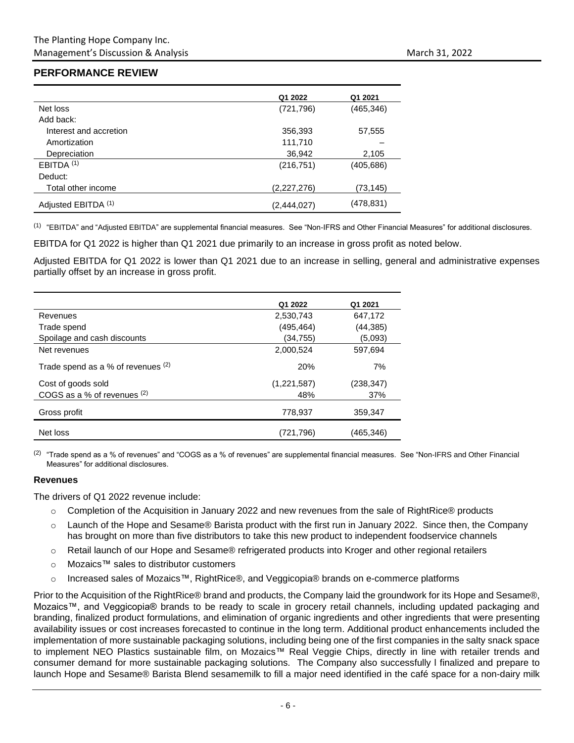## PERFORMANCE REVIEW

| | Q1 2022 | Q1 2021 |
|---|---|---|
| Net loss | (721,796) | (465,346) |
| Add back: | | |
| Interest and accretion | 356,393 | 57,555 |
| Amortization | 111,710 | – |
| Depreciation | 36,942 | 2,105 |
| EBITDA [(1)] | (216,751) | (405,686) |
| Deduct: | | |
| Total other income | (2,227,276) | (73,145) |
| Adjusted EBITDA [(1)] | (2,444,027) | (478,831) |

[(1)] "EBITDA" and "Adjusted EBITDA" are supplemental financial measures. See "Non-IFRS and Other Financial Measures" for additional disclosures.

EBITDA for Q1 2022 is higher than Q1 2021 due primarily to an increase in gross profit as noted below.

Adjusted EBITDA for Q1 2022 is lower than Q1 2021 due to an increase in selling, general and administrative expenses partially offset by an increase in gross profit.

| | Q1 2022 | Q1 2021 |
|---|---|---|
| Revenues | 2,530,743 | 647,172 |
| Trade spend | (495,464) | (44,385) |
| Spoilage and cash discounts | (34,755) | (5,093) |
| Net revenues | 2,000,524 | 597,694 |
| Trade spend as a % of revenues [(2)] | 20% | 7% |
| Cost of goods sold | (1,221,587) | (238,347) |
| COGS as a % of revenues [(2)] | 48% | 37% |
| Gross profit | 778,937 | 359,347 |
| Net loss | (721,796) | (465,346) |

[(2)] "Trade spend as a % of revenues" and "COGS as a % of revenues" are supplemental financial measures. See "Non-IFRS and Other Financial Measures" for additional disclosures.

### Revenues

The drivers of Q1 2022 revenue include:

- Completion of the Acquisition in January 2022 and new revenues from the sale of RightRice® products
- Launch of the Hope and Sesame® Barista product with the first run in January 2022. Since then, the Company has brought on more than five distributors to take this new product to independent foodservice channels
- Retail launch of our Hope and Sesame® refrigerated products into Kroger and other regional retailers
- Mozaics™ sales to distributor customers
- Increased sales of Mozaics™, RightRice®, and Veggicopia® brands on e-commerce platforms

Prior to the Acquisition of the RightRice® brand and products, the Company laid the groundwork for its Hope and Sesame®, Mozaics™, and Veggicopia® brands to be ready to scale in grocery retail channels, including updated packaging and branding, finalized product formulations, and elimination of organic ingredients and other ingredients that were presenting availability issues or cost increases forecasted to continue in the long term. Additional product enhancements included the implementation of more sustainable packaging solutions, including being one of the first companies in the salty snack space to implement NEO Plastics sustainable film, on Mozaics™ Real Veggie Chips, directly in line with retailer trends and consumer demand for more sustainable packaging solutions. The Company also successfully l finalized and prepare to launch Hope and Sesame® Barista Blend sesamemilk to fill a major need identified in the café space for a non-dairy milk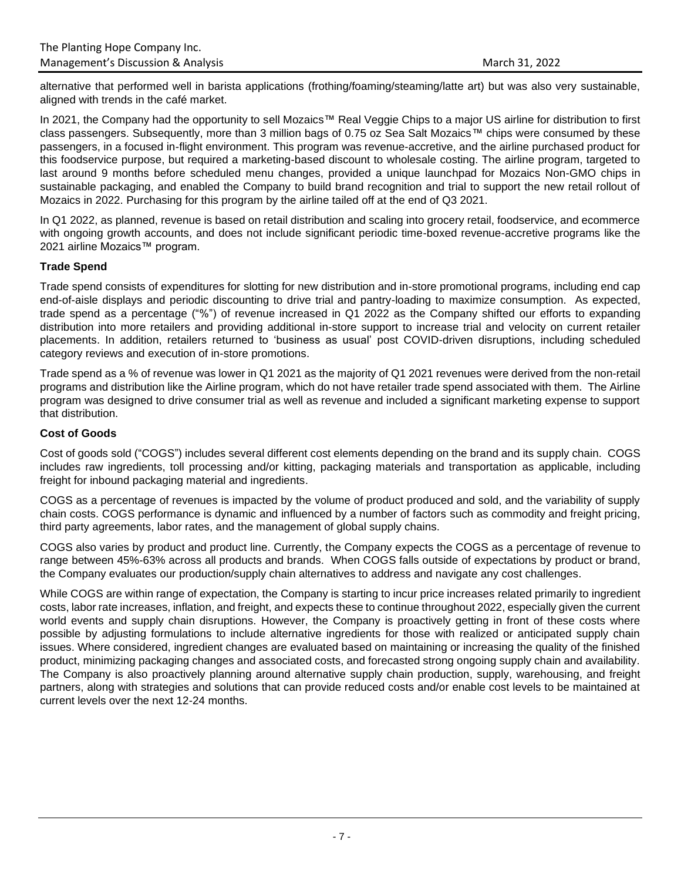alternative that performed well in barista applications (frothing/foaming/steaming/latte art) but was also very sustainable, aligned with trends in the café market.

In 2021, the Company had the opportunity to sell Mozaics™ Real Veggie Chips to a major US airline for distribution to first class passengers. Subsequently, more than 3 million bags of 0.75 oz Sea Salt Mozaics™ chips were consumed by these passengers, in a focused in-flight environment. This program was revenue-accretive, and the airline purchased product for this foodservice purpose, but required a marketing-based discount to wholesale costing. The airline program, targeted to last around 9 months before scheduled menu changes, provided a unique launchpad for Mozaics Non-GMO chips in sustainable packaging, and enabled the Company to build brand recognition and trial to support the new retail rollout of Mozaics in 2022. Purchasing for this program by the airline tailed off at the end of Q3 2021.

In Q1 2022, as planned, revenue is based on retail distribution and scaling into grocery retail, foodservice, and ecommerce with ongoing growth accounts, and does not include significant periodic time-boxed revenue-accretive programs like the 2021 airline Mozaics™ program.

**Trade Spend**

Trade spend consists of expenditures for slotting for new distribution and in-store promotional programs, including end cap end-of-aisle displays and periodic discounting to drive trial and pantry-loading to maximize consumption. As expected, trade spend as a percentage ("%") of revenue increased in Q1 2022 as the Company shifted our efforts to expanding distribution into more retailers and providing additional in-store support to increase trial and velocity on current retailer placements. In addition, retailers returned to 'business as usual' post COVID-driven disruptions, including scheduled category reviews and execution of in-store promotions.

Trade spend as a % of revenue was lower in Q1 2021 as the majority of Q1 2021 revenues were derived from the non-retail programs and distribution like the Airline program, which do not have retailer trade spend associated with them. The Airline program was designed to drive consumer trial as well as revenue and included a significant marketing expense to support that distribution.

**Cost of Goods**

Cost of goods sold ("COGS") includes several different cost elements depending on the brand and its supply chain. COGS includes raw ingredients, toll processing and/or kitting, packaging materials and transportation as applicable, including freight for inbound packaging material and ingredients.

COGS as a percentage of revenues is impacted by the volume of product produced and sold, and the variability of supply chain costs. COGS performance is dynamic and influenced by a number of factors such as commodity and freight pricing, third party agreements, labor rates, and the management of global supply chains.

COGS also varies by product and product line. Currently, the Company expects the COGS as a percentage of revenue to range between 45%-63% across all products and brands. When COGS falls outside of expectations by product or brand, the Company evaluates our production/supply chain alternatives to address and navigate any cost challenges.

While COGS are within range of expectation, the Company is starting to incur price increases related primarily to ingredient costs, labor rate increases, inflation, and freight, and expects these to continue throughout 2022, especially given the current world events and supply chain disruptions. However, the Company is proactively getting in front of these costs where possible by adjusting formulations to include alternative ingredients for those with realized or anticipated supply chain issues. Where considered, ingredient changes are evaluated based on maintaining or increasing the quality of the finished product, minimizing packaging changes and associated costs, and forecasted strong ongoing supply chain and availability. The Company is also proactively planning around alternative supply chain production, supply, warehousing, and freight partners, along with strategies and solutions that can provide reduced costs and/or enable cost levels to be maintained at current levels over the next 12-24 months.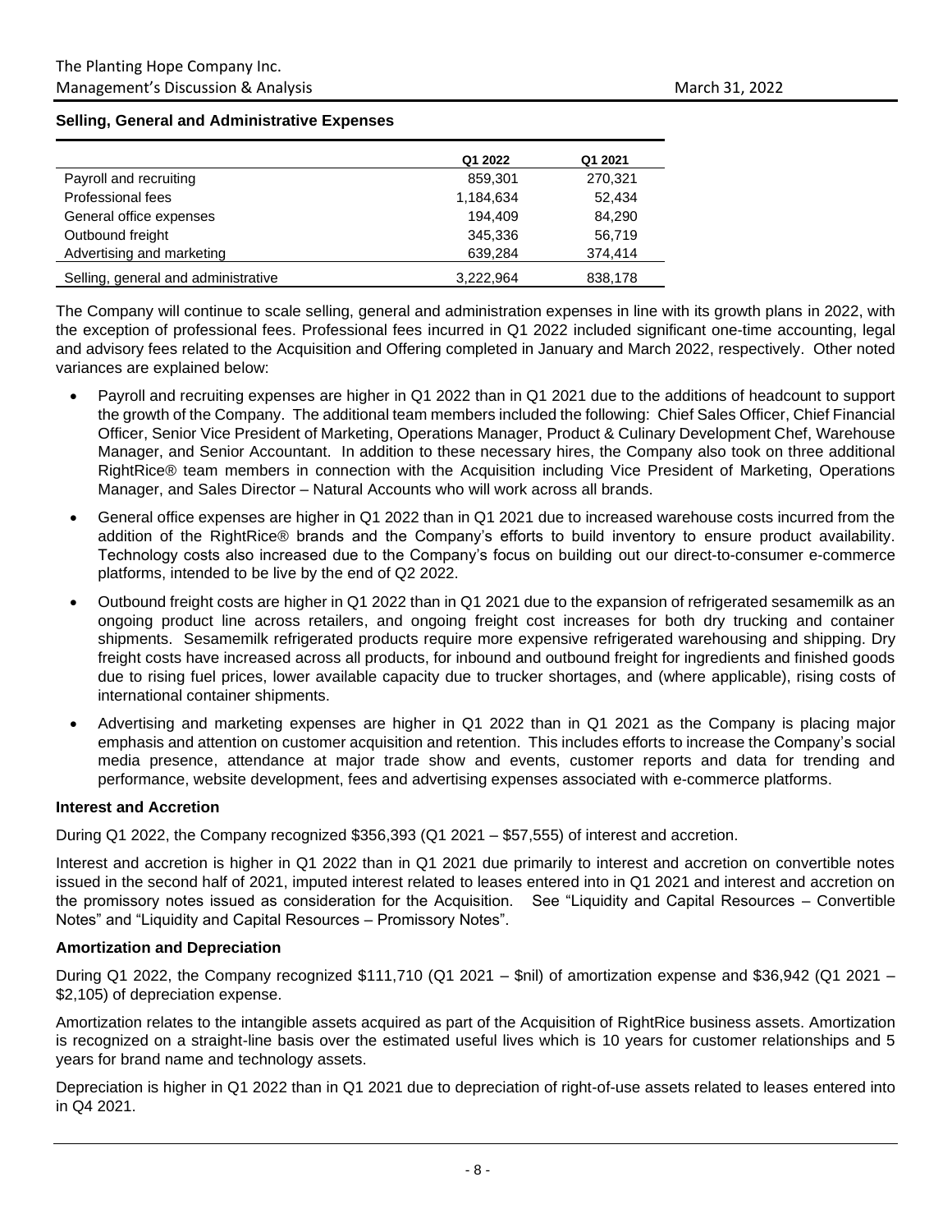### Selling, General and Administrative Expenses

| | Q1 2022 | Q1 2021 |
|---|---|---|
| Payroll and recruiting | 859,301 | 270,321 |
| Professional fees | 1,184,634 | 52,434 |
| General office expenses | 194,409 | 84,290 |
| Outbound freight | 345,336 | 56,719 |
| Advertising and marketing | 639,284 | 374,414 |
| Selling, general and administrative | 3,222,964 | 838,178 |

The Company will continue to scale selling, general and administration expenses in line with its growth plans in 2022, with the exception of professional fees. Professional fees incurred in Q1 2022 included significant one-time accounting, legal and advisory fees related to the Acquisition and Offering completed in January and March 2022, respectively. Other noted variances are explained below:

- Payroll and recruiting expenses are higher in Q1 2022 than in Q1 2021 due to the additions of headcount to support the growth of the Company. The additional team members included the following: Chief Sales Officer, Chief Financial Officer, Senior Vice President of Marketing, Operations Manager, Product & Culinary Development Chef, Warehouse Manager, and Senior Accountant. In addition to these necessary hires, the Company also took on three additional RightRice® team members in connection with the Acquisition including Vice President of Marketing, Operations Manager, and Sales Director – Natural Accounts who will work across all brands.
- General office expenses are higher in Q1 2022 than in Q1 2021 due to increased warehouse costs incurred from the addition of the RightRice® brands and the Company's efforts to build inventory to ensure product availability. Technology costs also increased due to the Company's focus on building out our direct-to-consumer e-commerce platforms, intended to be live by the end of Q2 2022.
- Outbound freight costs are higher in Q1 2022 than in Q1 2021 due to the expansion of refrigerated sesamemilk as an ongoing product line across retailers, and ongoing freight cost increases for both dry trucking and container shipments. Sesamemilk refrigerated products require more expensive refrigerated warehousing and shipping. Dry freight costs have increased across all products, for inbound and outbound freight for ingredients and finished goods due to rising fuel prices, lower available capacity due to trucker shortages, and (where applicable), rising costs of international container shipments.
- Advertising and marketing expenses are higher in Q1 2022 than in Q1 2021 as the Company is placing major emphasis and attention on customer acquisition and retention. This includes efforts to increase the Company's social media presence, attendance at major trade show and events, customer reports and data for trending and performance, website development, fees and advertising expenses associated with e-commerce platforms.

### Interest and Accretion

During Q1 2022, the Company recognized $356,393 (Q1 2021 – $57,555) of interest and accretion.

Interest and accretion is higher in Q1 2022 than in Q1 2021 due primarily to interest and accretion on convertible notes issued in the second half of 2021, imputed interest related to leases entered into in Q1 2021 and interest and accretion on the promissory notes issued as consideration for the Acquisition. See "Liquidity and Capital Resources – Convertible Notes" and "Liquidity and Capital Resources – Promissory Notes".

### Amortization and Depreciation

During Q1 2022, the Company recognized $111,710 (Q1 2021 – $nil) of amortization expense and $36,942 (Q1 2021 – $2,105) of depreciation expense.

Amortization relates to the intangible assets acquired as part of the Acquisition of RightRice business assets. Amortization is recognized on a straight-line basis over the estimated useful lives which is 10 years for customer relationships and 5 years for brand name and technology assets.

Depreciation is higher in Q1 2022 than in Q1 2021 due to depreciation of right-of-use assets related to leases entered into in Q4 2021.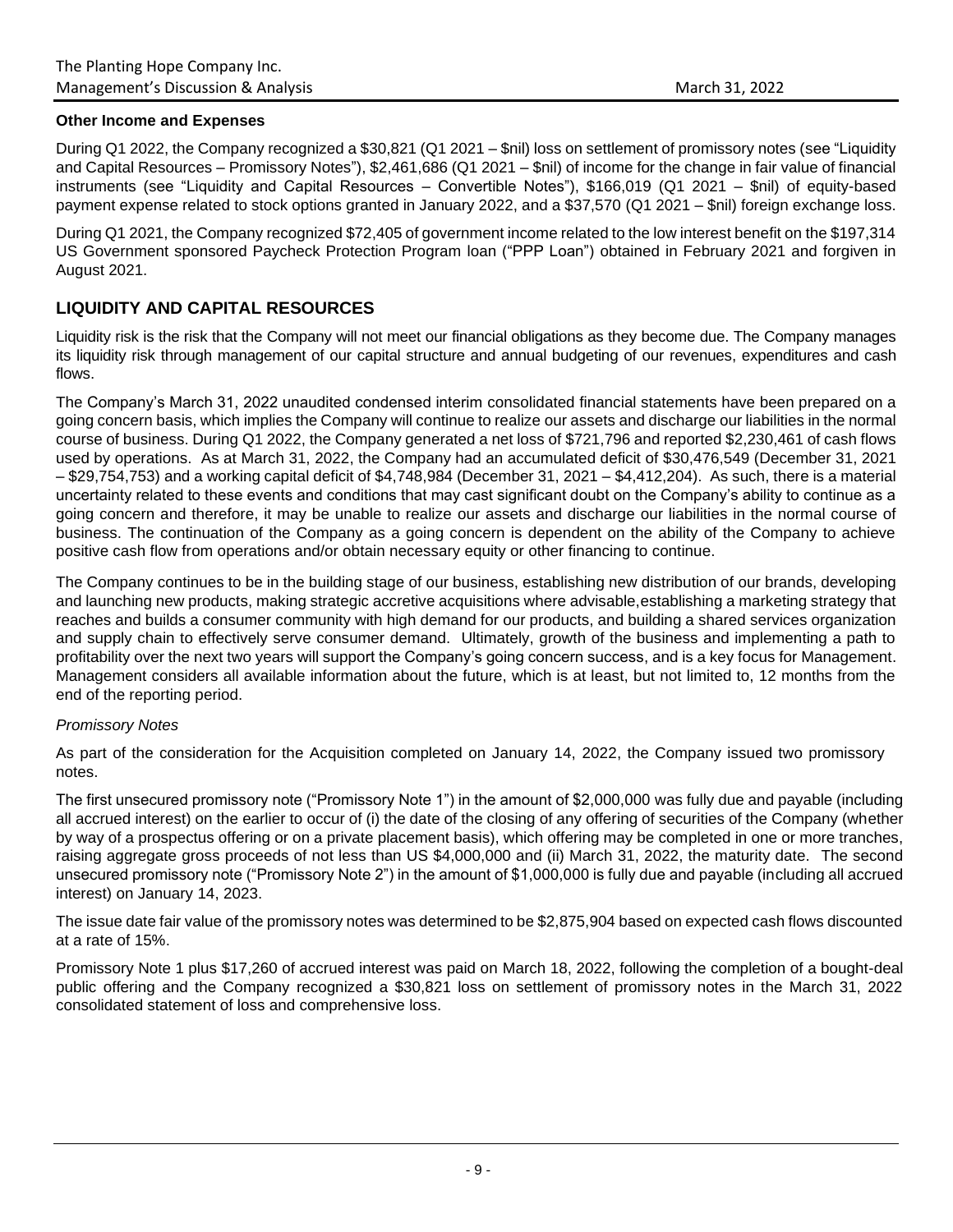**Other Income and Expenses**

During Q1 2022, the Company recognized a $30,821 (Q1 2021 – $nil) loss on settlement of promissory notes (see "Liquidity and Capital Resources – Promissory Notes"), $2,461,686 (Q1 2021 – $nil) of income for the change in fair value of financial instruments (see "Liquidity and Capital Resources – Convertible Notes"), $166,019 (Q1 2021 – $nil) of equity-based payment expense related to stock options granted in January 2022, and a $37,570 (Q1 2021 – $nil) foreign exchange loss.

During Q1 2021, the Company recognized $72,405 of government income related to the low interest benefit on the $197,314 US Government sponsored Paycheck Protection Program loan ("PPP Loan") obtained in February 2021 and forgiven in August 2021.

## LIQUIDITY AND CAPITAL RESOURCES

Liquidity risk is the risk that the Company will not meet our financial obligations as they become due. The Company manages its liquidity risk through management of our capital structure and annual budgeting of our revenues, expenditures and cash flows.

The Company's March 31, 2022 unaudited condensed interim consolidated financial statements have been prepared on a going concern basis, which implies the Company will continue to realize our assets and discharge our liabilities in the normal course of business. During Q1 2022, the Company generated a net loss of $721,796 and reported $2,230,461 of cash flows used by operations. As at March 31, 2022, the Company had an accumulated deficit of $30,476,549 (December 31, 2021 – $29,754,753) and a working capital deficit of $4,748,984 (December 31, 2021 – $4,412,204). As such, there is a material uncertainty related to these events and conditions that may cast significant doubt on the Company's ability to continue as a going concern and therefore, it may be unable to realize our assets and discharge our liabilities in the normal course of business. The continuation of the Company as a going concern is dependent on the ability of the Company to achieve positive cash flow from operations and/or obtain necessary equity or other financing to continue.

The Company continues to be in the building stage of our business, establishing new distribution of our brands, developing and launching new products, making strategic accretive acquisitions where advisable,establishing a marketing strategy that reaches and builds a consumer community with high demand for our products, and building a shared services organization and supply chain to effectively serve consumer demand. Ultimately, growth of the business and implementing a path to profitability over the next two years will support the Company's going concern success, and is a key focus for Management. Management considers all available information about the future, which is at least, but not limited to, 12 months from the end of the reporting period.

*Promissory Notes*

As part of the consideration for the Acquisition completed on January 14, 2022, the Company issued two promissory notes.

The first unsecured promissory note ("Promissory Note 1") in the amount of $2,000,000 was fully due and payable (including all accrued interest) on the earlier to occur of (i) the date of the closing of any offering of securities of the Company (whether by way of a prospectus offering or on a private placement basis), which offering may be completed in one or more tranches, raising aggregate gross proceeds of not less than US $4,000,000 and (ii) March 31, 2022, the maturity date. The second unsecured promissory note ("Promissory Note 2") in the amount of $1,000,000 is fully due and payable (including all accrued interest) on January 14, 2023.

The issue date fair value of the promissory notes was determined to be $2,875,904 based on expected cash flows discounted at a rate of 15%.

Promissory Note 1 plus $17,260 of accrued interest was paid on March 18, 2022, following the completion of a bought-deal public offering and the Company recognized a $30,821 loss on settlement of promissory notes in the March 31, 2022 consolidated statement of loss and comprehensive loss.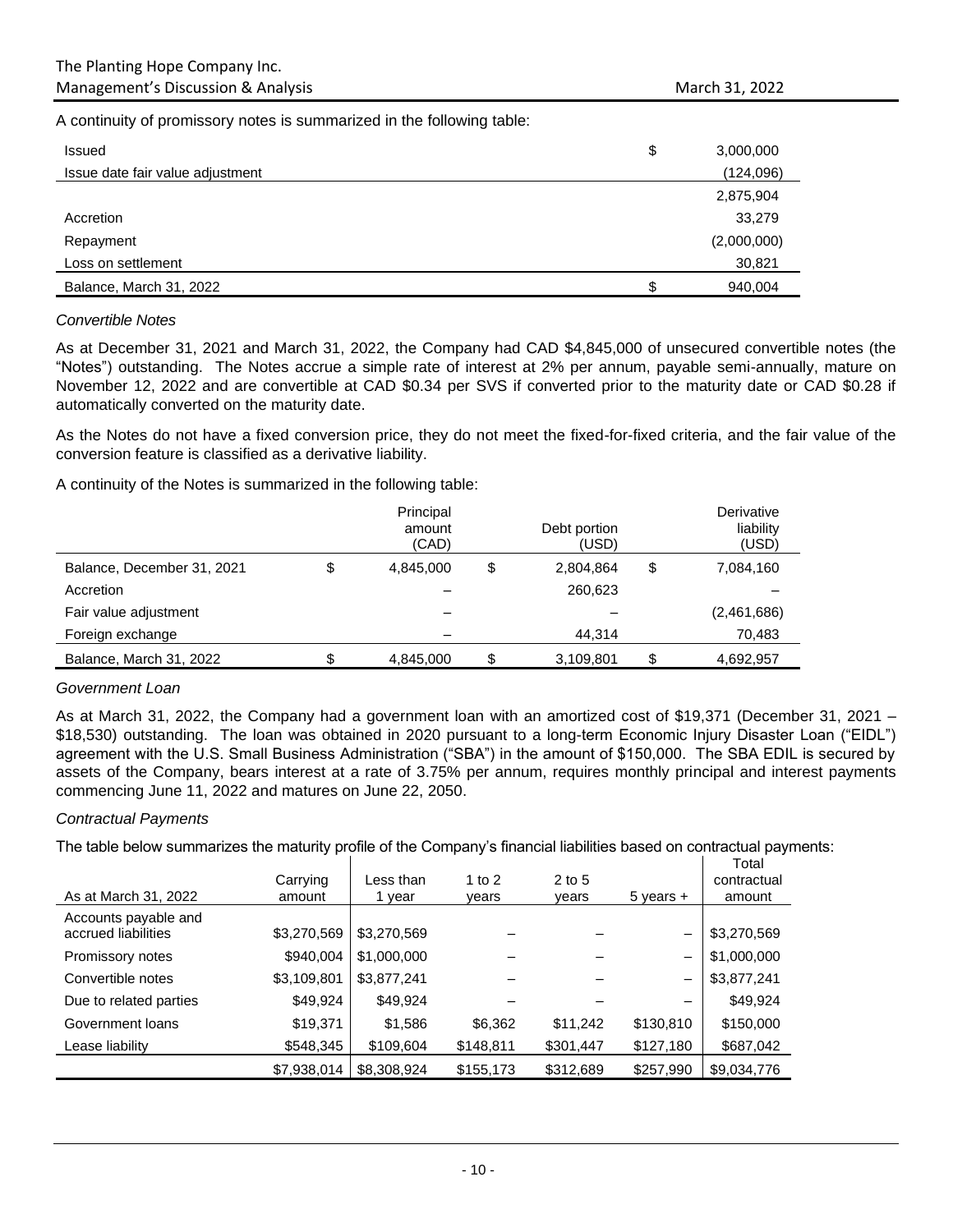A continuity of promissory notes is summarized in the following table:

| | |
|---|---|
| Issued | $ 3,000,000 |
| Issue date fair value adjustment | (124,096) |
| | 2,875,904 |
| Accretion | 33,279 |
| Repayment | (2,000,000) |
| Loss on settlement | 30,821 |
| Balance, March 31, 2022 | $ 940,004 |

*Convertible Notes*

As at December 31, 2021 and March 31, 2022, the Company had CAD $4,845,000 of unsecured convertible notes (the "Notes") outstanding. The Notes accrue a simple rate of interest at 2% per annum, payable semi-annually, mature on November 12, 2022 and are convertible at CAD $0.34 per SVS if converted prior to the maturity date or CAD $0.28 if automatically converted on the maturity date.

As the Notes do not have a fixed conversion price, they do not meet the fixed-for-fixed criteria, and the fair value of the conversion feature is classified as a derivative liability.

A continuity of the Notes is summarized in the following table:

| | Principal amount (CAD) | Debt portion (USD) | Derivative liability (USD) |
|---|---|---|---|
| Balance, December 31, 2021 | $ 4,845,000 | $ 2,804,864 | $ 7,084,160 |
| Accretion | – | 260,623 | – |
| Fair value adjustment | – | – | (2,461,686) |
| Foreign exchange | – | 44,314 | 70,483 |
| Balance, March 31, 2022 | $ 4,845,000 | $ 3,109,801 | $ 4,692,957 |

*Government Loan*

As at March 31, 2022, the Company had a government loan with an amortized cost of $19,371 (December 31, 2021 – $18,530) outstanding. The loan was obtained in 2020 pursuant to a long-term Economic Injury Disaster Loan ("EIDL") agreement with the U.S. Small Business Administration ("SBA") in the amount of $150,000. The SBA EDIL is secured by assets of the Company, bears interest at a rate of 3.75% per annum, requires monthly principal and interest payments commencing June 11, 2022 and matures on June 22, 2050.

*Contractual Payments*

The table below summarizes the maturity profile of the Company's financial liabilities based on contractual payments:

| As at March 31, 2022 | Carrying amount | Less than 1 year | 1 to 2 years | 2 to 5 years | 5 years + | Total contractual amount |
|---|---|---|---|---|---|---|
| Accounts payable and accrued liabilities | $3,270,569 | $3,270,569 | – | – | – | $3,270,569 |
| Promissory notes | $940,004 | $1,000,000 | – | – | – | $1,000,000 |
| Convertible notes | $3,109,801 | $3,877,241 | – | – | – | $3,877,241 |
| Due to related parties | $49,924 | $49,924 | – | – | – | $49,924 |
| Government loans | $19,371 | $1,586 | $6,362 | $11,242 | $130,810 | $150,000 |
| Lease liability | $548,345 | $109,604 | $148,811 | $301,447 | $127,180 | $687,042 |
| | $7,938,014 | $8,308,924 | $155,173 | $312,689 | $257,990 | $9,034,776 |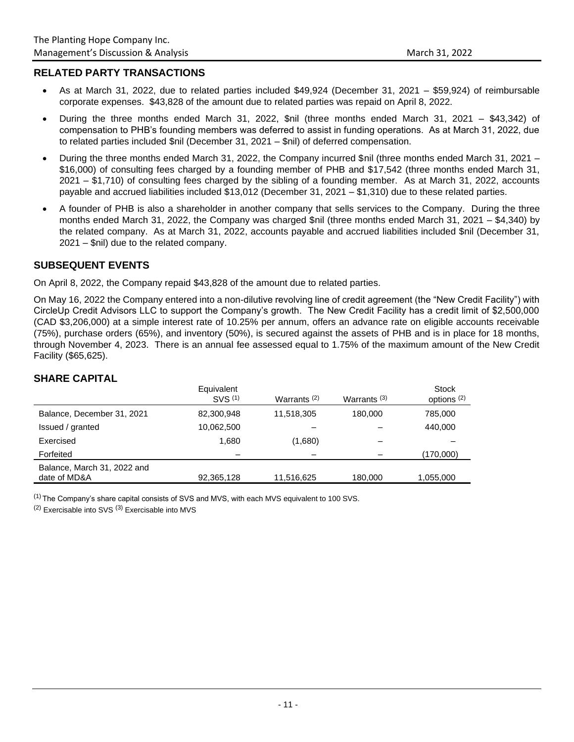## RELATED PARTY TRANSACTIONS

- As at March 31, 2022, due to related parties included $49,924 (December 31, 2021 – $59,924) of reimbursable corporate expenses. $43,828 of the amount due to related parties was repaid on April 8, 2022.
- During the three months ended March 31, 2022, $nil (three months ended March 31, 2021 – $43,342) of compensation to PHB's founding members was deferred to assist in funding operations. As at March 31, 2022, due to related parties included $nil (December 31, 2021 – $nil) of deferred compensation.
- During the three months ended March 31, 2022, the Company incurred $nil (three months ended March 31, 2021 – $16,000) of consulting fees charged by a founding member of PHB and $17,542 (three months ended March 31, 2021 – $1,710) of consulting fees charged by the sibling of a founding member. As at March 31, 2022, accounts payable and accrued liabilities included $13,012 (December 31, 2021 – $1,310) due to these related parties.
- A founder of PHB is also a shareholder in another company that sells services to the Company. During the three months ended March 31, 2022, the Company was charged $nil (three months ended March 31, 2021 – $4,340) by the related company. As at March 31, 2022, accounts payable and accrued liabilities included $nil (December 31, 2021 – $nil) due to the related company.

## SUBSEQUENT EVENTS

On April 8, 2022, the Company repaid $43,828 of the amount due to related parties.

On May 16, 2022 the Company entered into a non-dilutive revolving line of credit agreement (the "New Credit Facility") with CircleUp Credit Advisors LLC to support the Company's growth. The New Credit Facility has a credit limit of $2,500,000 (CAD $3,206,000) at a simple interest rate of 10.25% per annum, offers an advance rate on eligible accounts receivable (75%), purchase orders (65%), and inventory (50%), is secured against the assets of PHB and is in place for 18 months, through November 4, 2023. There is an annual fee assessed equal to 1.75% of the maximum amount of the New Credit Facility ($65,625).

## SHARE CAPITAL

| | Equivalent SVS [1] | Warrants [2] | Warrants [3] | Stock options [2] |
|---|---|---|---|---|
| Balance, December 31, 2021 | 82,300,948 | 11,518,305 | 180,000 | 785,000 |
| Issued / granted | 10,062,500 | – | – | 440,000 |
| Exercised | 1,680 | (1,680) | – | – |
| Forfeited | – | – | – | (170,000) |
| Balance, March 31, 2022 and date of MD&A | 92,365,128 | 11,516,625 | 180,000 | 1,055,000 |

[1] The Company's share capital consists of SVS and MVS, with each MVS equivalent to 100 SVS.

[2] Exercisable into SVS [3] Exercisable into MVS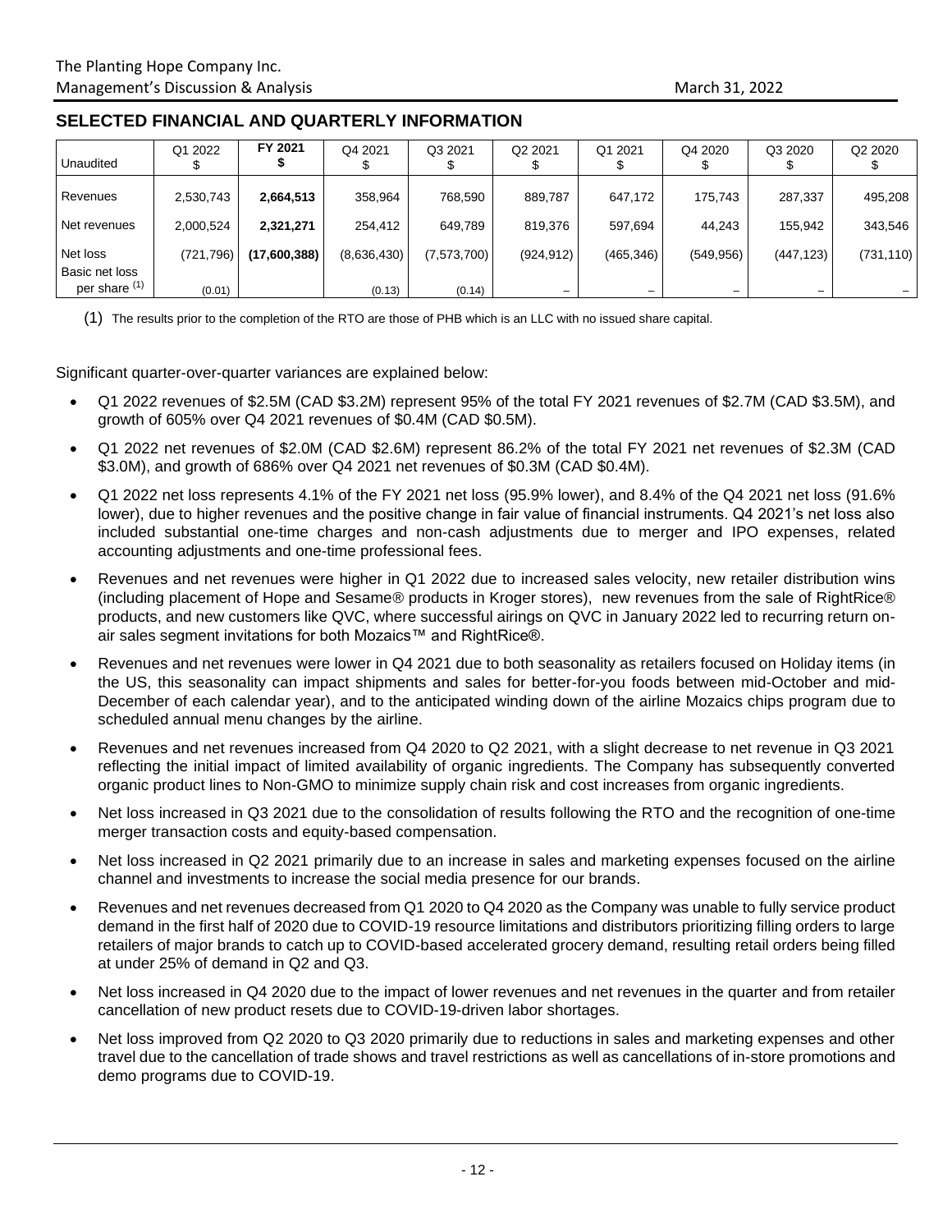## SELECTED FINANCIAL AND QUARTERLY INFORMATION

| Unaudited | Q1 2022<br>$ | **FY 2021**<br>**$** | Q4 2021<br>$ | Q3 2021<br>$ | Q2 2021<br>$ | Q1 2021<br>$ | Q4 2020<br>$ | Q3 2020<br>$ | Q2 2020<br>$ |
|---|---|---|---|---|---|---|---|---|---|
| Revenues | 2,530,743 | **2,664,513** | 358,964 | 768,590 | 889,787 | 647,172 | 175,743 | 287,337 | 495,208 |
| Net revenues | 2,000,524 | **2,321,271** | 254,412 | 649,789 | 819,376 | 597,694 | 44,243 | 155,942 | 343,546 |
| Net loss | (721,796) | **(17,600,388)** | (8,636,430) | (7,573,700) | (924,912) | (465,346) | (549,956) | (447,123) | (731,110) |
| Basic net loss per share (1) | (0.01) | | (0.13) | (0.14) | – | – | – | – | – |

(1) The results prior to the completion of the RTO are those of PHB which is an LLC with no issued share capital.

Significant quarter-over-quarter variances are explained below:

- Q1 2022 revenues of $2.5M (CAD $3.2M) represent 95% of the total FY 2021 revenues of $2.7M (CAD $3.5M), and growth of 605% over Q4 2021 revenues of $0.4M (CAD $0.5M).
- Q1 2022 net revenues of $2.0M (CAD $2.6M) represent 86.2% of the total FY 2021 net revenues of $2.3M (CAD $3.0M), and growth of 686% over Q4 2021 net revenues of $0.3M (CAD $0.4M).
- Q1 2022 net loss represents 4.1% of the FY 2021 net loss (95.9% lower), and 8.4% of the Q4 2021 net loss (91.6% lower), due to higher revenues and the positive change in fair value of financial instruments. Q4 2021's net loss also included substantial one-time charges and non-cash adjustments due to merger and IPO expenses, related accounting adjustments and one-time professional fees.
- Revenues and net revenues were higher in Q1 2022 due to increased sales velocity, new retailer distribution wins (including placement of Hope and Sesame® products in Kroger stores), new revenues from the sale of RightRice® products, and new customers like QVC, where successful airings on QVC in January 2022 led to recurring return on-air sales segment invitations for both Mozaics™ and RightRice®.
- Revenues and net revenues were lower in Q4 2021 due to both seasonality as retailers focused on Holiday items (in the US, this seasonality can impact shipments and sales for better-for-you foods between mid-October and mid-December of each calendar year), and to the anticipated winding down of the airline Mozaics chips program due to scheduled annual menu changes by the airline.
- Revenues and net revenues increased from Q4 2020 to Q2 2021, with a slight decrease to net revenue in Q3 2021 reflecting the initial impact of limited availability of organic ingredients. The Company has subsequently converted organic product lines to Non-GMO to minimize supply chain risk and cost increases from organic ingredients.
- Net loss increased in Q3 2021 due to the consolidation of results following the RTO and the recognition of one-time merger transaction costs and equity-based compensation.
- Net loss increased in Q2 2021 primarily due to an increase in sales and marketing expenses focused on the airline channel and investments to increase the social media presence for our brands.
- Revenues and net revenues decreased from Q1 2020 to Q4 2020 as the Company was unable to fully service product demand in the first half of 2020 due to COVID-19 resource limitations and distributors prioritizing filling orders to large retailers of major brands to catch up to COVID-based accelerated grocery demand, resulting retail orders being filled at under 25% of demand in Q2 and Q3.
- Net loss increased in Q4 2020 due to the impact of lower revenues and net revenues in the quarter and from retailer cancellation of new product resets due to COVID-19-driven labor shortages.
- Net loss improved from Q2 2020 to Q3 2020 primarily due to reductions in sales and marketing expenses and other travel due to the cancellation of trade shows and travel restrictions as well as cancellations of in-store promotions and demo programs due to COVID-19.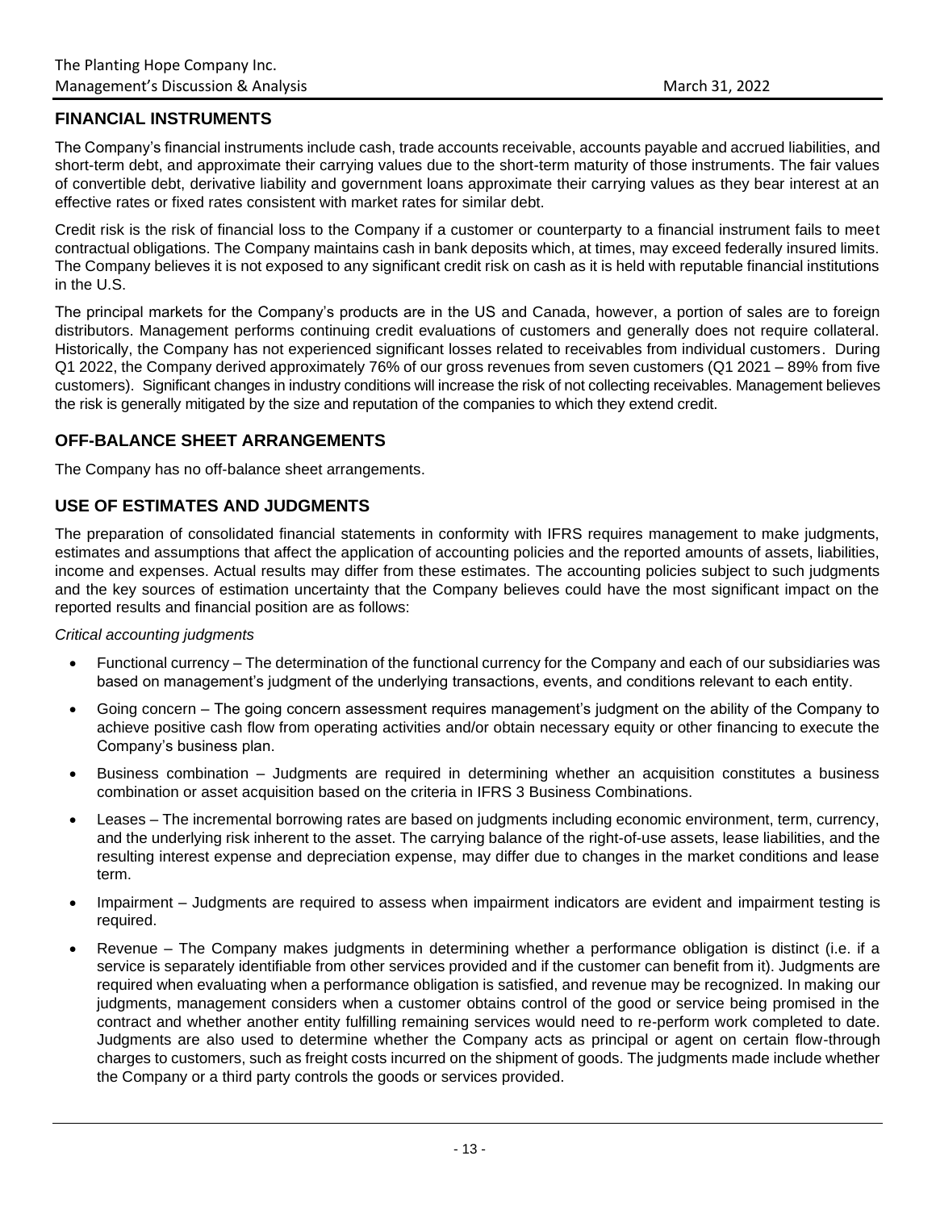## FINANCIAL INSTRUMENTS

The Company's financial instruments include cash, trade accounts receivable, accounts payable and accrued liabilities, and short-term debt, and approximate their carrying values due to the short-term maturity of those instruments. The fair values of convertible debt, derivative liability and government loans approximate their carrying values as they bear interest at an effective rates or fixed rates consistent with market rates for similar debt.

Credit risk is the risk of financial loss to the Company if a customer or counterparty to a financial instrument fails to meet contractual obligations. The Company maintains cash in bank deposits which, at times, may exceed federally insured limits. The Company believes it is not exposed to any significant credit risk on cash as it is held with reputable financial institutions in the U.S.

The principal markets for the Company's products are in the US and Canada, however, a portion of sales are to foreign distributors. Management performs continuing credit evaluations of customers and generally does not require collateral. Historically, the Company has not experienced significant losses related to receivables from individual customers. During Q1 2022, the Company derived approximately 76% of our gross revenues from seven customers (Q1 2021 – 89% from five customers). Significant changes in industry conditions will increase the risk of not collecting receivables. Management believes the risk is generally mitigated by the size and reputation of the companies to which they extend credit.

## OFF-BALANCE SHEET ARRANGEMENTS

The Company has no off-balance sheet arrangements.

## USE OF ESTIMATES AND JUDGMENTS

The preparation of consolidated financial statements in conformity with IFRS requires management to make judgments, estimates and assumptions that affect the application of accounting policies and the reported amounts of assets, liabilities, income and expenses. Actual results may differ from these estimates. The accounting policies subject to such judgments and the key sources of estimation uncertainty that the Company believes could have the most significant impact on the reported results and financial position are as follows:

*Critical accounting judgments*

- Functional currency – The determination of the functional currency for the Company and each of our subsidiaries was based on management's judgment of the underlying transactions, events, and conditions relevant to each entity.
- Going concern – The going concern assessment requires management's judgment on the ability of the Company to achieve positive cash flow from operating activities and/or obtain necessary equity or other financing to execute the Company's business plan.
- Business combination – Judgments are required in determining whether an acquisition constitutes a business combination or asset acquisition based on the criteria in IFRS 3 Business Combinations.
- Leases – The incremental borrowing rates are based on judgments including economic environment, term, currency, and the underlying risk inherent to the asset. The carrying balance of the right-of-use assets, lease liabilities, and the resulting interest expense and depreciation expense, may differ due to changes in the market conditions and lease term.
- Impairment – Judgments are required to assess when impairment indicators are evident and impairment testing is required.
- Revenue – The Company makes judgments in determining whether a performance obligation is distinct (i.e. if a service is separately identifiable from other services provided and if the customer can benefit from it). Judgments are required when evaluating when a performance obligation is satisfied, and revenue may be recognized. In making our judgments, management considers when a customer obtains control of the good or service being promised in the contract and whether another entity fulfilling remaining services would need to re-perform work completed to date. Judgments are also used to determine whether the Company acts as principal or agent on certain flow-through charges to customers, such as freight costs incurred on the shipment of goods. The judgments made include whether the Company or a third party controls the goods or services provided.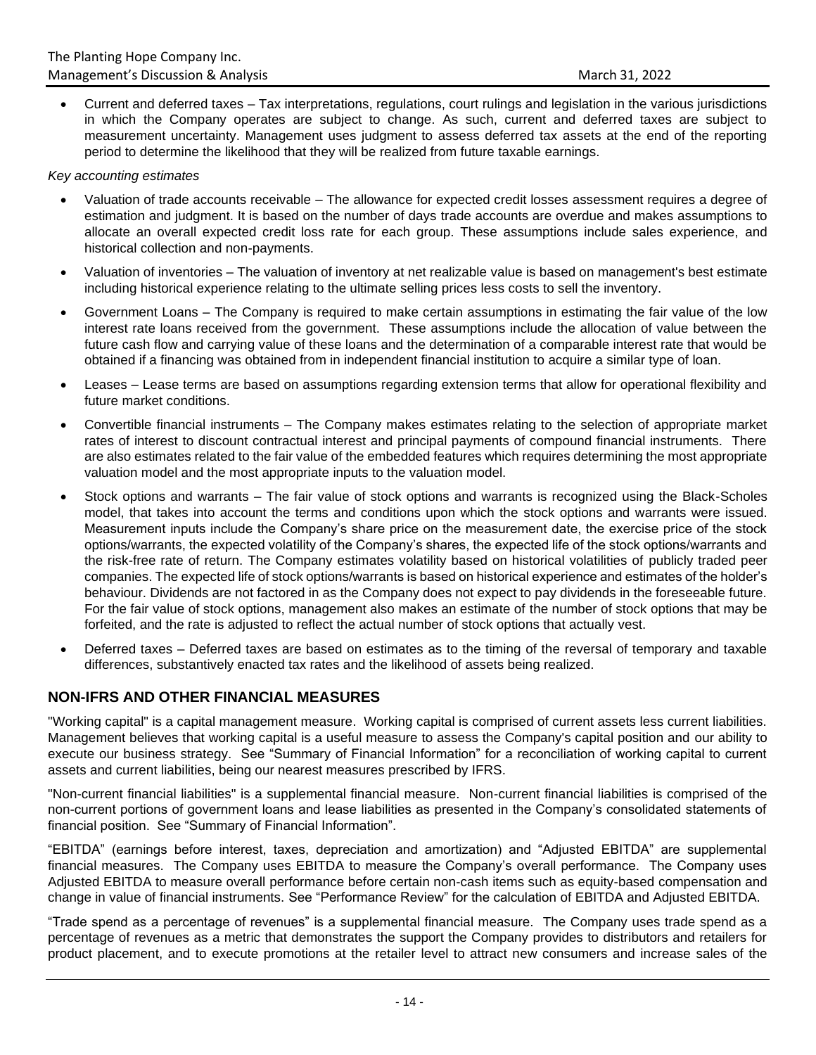- Current and deferred taxes – Tax interpretations, regulations, court rulings and legislation in the various jurisdictions in which the Company operates are subject to change. As such, current and deferred taxes are subject to measurement uncertainty. Management uses judgment to assess deferred tax assets at the end of the reporting period to determine the likelihood that they will be realized from future taxable earnings.

*Key accounting estimates*

- Valuation of trade accounts receivable – The allowance for expected credit losses assessment requires a degree of estimation and judgment. It is based on the number of days trade accounts are overdue and makes assumptions to allocate an overall expected credit loss rate for each group. These assumptions include sales experience, and historical collection and non-payments.
- Valuation of inventories – The valuation of inventory at net realizable value is based on management's best estimate including historical experience relating to the ultimate selling prices less costs to sell the inventory.
- Government Loans – The Company is required to make certain assumptions in estimating the fair value of the low interest rate loans received from the government. These assumptions include the allocation of value between the future cash flow and carrying value of these loans and the determination of a comparable interest rate that would be obtained if a financing was obtained from in independent financial institution to acquire a similar type of loan.
- Leases – Lease terms are based on assumptions regarding extension terms that allow for operational flexibility and future market conditions.
- Convertible financial instruments – The Company makes estimates relating to the selection of appropriate market rates of interest to discount contractual interest and principal payments of compound financial instruments. There are also estimates related to the fair value of the embedded features which requires determining the most appropriate valuation model and the most appropriate inputs to the valuation model.
- Stock options and warrants – The fair value of stock options and warrants is recognized using the Black-Scholes model, that takes into account the terms and conditions upon which the stock options and warrants were issued. Measurement inputs include the Company's share price on the measurement date, the exercise price of the stock options/warrants, the expected volatility of the Company's shares, the expected life of the stock options/warrants and the risk-free rate of return. The Company estimates volatility based on historical volatilities of publicly traded peer companies. The expected life of stock options/warrants is based on historical experience and estimates of the holder's behaviour. Dividends are not factored in as the Company does not expect to pay dividends in the foreseeable future. For the fair value of stock options, management also makes an estimate of the number of stock options that may be forfeited, and the rate is adjusted to reflect the actual number of stock options that actually vest.
- Deferred taxes – Deferred taxes are based on estimates as to the timing of the reversal of temporary and taxable differences, substantively enacted tax rates and the likelihood of assets being realized.

## NON-IFRS AND OTHER FINANCIAL MEASURES

"Working capital" is a capital management measure. Working capital is comprised of current assets less current liabilities. Management believes that working capital is a useful measure to assess the Company's capital position and our ability to execute our business strategy. See "Summary of Financial Information" for a reconciliation of working capital to current assets and current liabilities, being our nearest measures prescribed by IFRS.

"Non-current financial liabilities" is a supplemental financial measure. Non-current financial liabilities is comprised of the non-current portions of government loans and lease liabilities as presented in the Company's consolidated statements of financial position. See "Summary of Financial Information".

"EBITDA" (earnings before interest, taxes, depreciation and amortization) and "Adjusted EBITDA" are supplemental financial measures. The Company uses EBITDA to measure the Company's overall performance. The Company uses Adjusted EBITDA to measure overall performance before certain non-cash items such as equity-based compensation and change in value of financial instruments. See "Performance Review" for the calculation of EBITDA and Adjusted EBITDA.

"Trade spend as a percentage of revenues" is a supplemental financial measure. The Company uses trade spend as a percentage of revenues as a metric that demonstrates the support the Company provides to distributors and retailers for product placement, and to execute promotions at the retailer level to attract new consumers and increase sales of the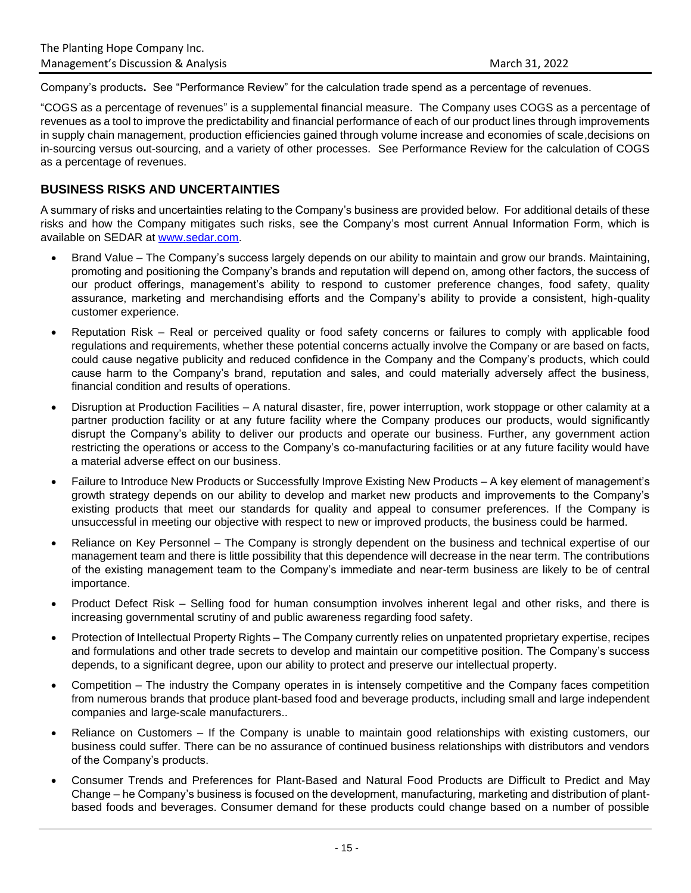Company's products**.** See "Performance Review" for the calculation trade spend as a percentage of revenues.

"COGS as a percentage of revenues" is a supplemental financial measure. The Company uses COGS as a percentage of revenues as a tool to improve the predictability and financial performance of each of our product lines through improvements in supply chain management, production efficiencies gained through volume increase and economies of scale,decisions on in-sourcing versus out-sourcing, and a variety of other processes. See Performance Review for the calculation of COGS as a percentage of revenues.

## BUSINESS RISKS AND UNCERTAINTIES

A summary of risks and uncertainties relating to the Company's business are provided below. For additional details of these risks and how the Company mitigates such risks, see the Company's most current Annual Information Form, which is available on SEDAR at [www.sedar.com](www.sedar.com).

- Brand Value – The Company's success largely depends on our ability to maintain and grow our brands. Maintaining, promoting and positioning the Company's brands and reputation will depend on, among other factors, the success of our product offerings, management's ability to respond to customer preference changes, food safety, quality assurance, marketing and merchandising efforts and the Company's ability to provide a consistent, high-quality customer experience.
- Reputation Risk – Real or perceived quality or food safety concerns or failures to comply with applicable food regulations and requirements, whether these potential concerns actually involve the Company or are based on facts, could cause negative publicity and reduced confidence in the Company and the Company's products, which could cause harm to the Company's brand, reputation and sales, and could materially adversely affect the business, financial condition and results of operations.
- Disruption at Production Facilities – A natural disaster, fire, power interruption, work stoppage or other calamity at a partner production facility or at any future facility where the Company produces our products, would significantly disrupt the Company's ability to deliver our products and operate our business. Further, any government action restricting the operations or access to the Company's co-manufacturing facilities or at any future facility would have a material adverse effect on our business.
- Failure to Introduce New Products or Successfully Improve Existing New Products – A key element of management's growth strategy depends on our ability to develop and market new products and improvements to the Company's existing products that meet our standards for quality and appeal to consumer preferences. If the Company is unsuccessful in meeting our objective with respect to new or improved products, the business could be harmed.
- Reliance on Key Personnel – The Company is strongly dependent on the business and technical expertise of our management team and there is little possibility that this dependence will decrease in the near term. The contributions of the existing management team to the Company's immediate and near-term business are likely to be of central importance.
- Product Defect Risk – Selling food for human consumption involves inherent legal and other risks, and there is increasing governmental scrutiny of and public awareness regarding food safety.
- Protection of Intellectual Property Rights – The Company currently relies on unpatented proprietary expertise, recipes and formulations and other trade secrets to develop and maintain our competitive position. The Company's success depends, to a significant degree, upon our ability to protect and preserve our intellectual property.
- Competition – The industry the Company operates in is intensely competitive and the Company faces competition from numerous brands that produce plant-based food and beverage products, including small and large independent companies and large-scale manufacturers..
- Reliance on Customers – If the Company is unable to maintain good relationships with existing customers, our business could suffer. There can be no assurance of continued business relationships with distributors and vendors of the Company's products.
- Consumer Trends and Preferences for Plant-Based and Natural Food Products are Difficult to Predict and May Change – he Company's business is focused on the development, manufacturing, marketing and distribution of plant-based foods and beverages. Consumer demand for these products could change based on a number of possible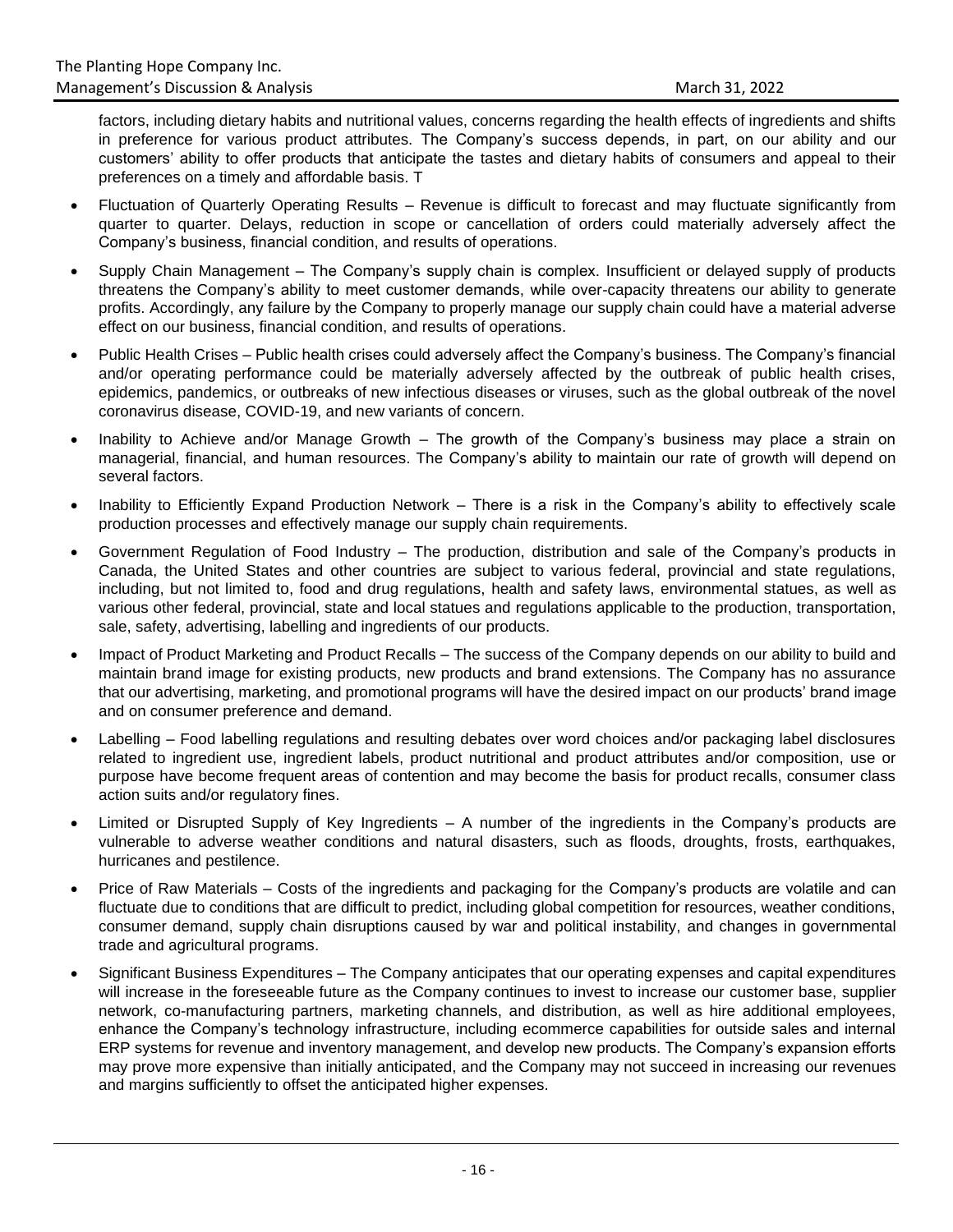factors, including dietary habits and nutritional values, concerns regarding the health effects of ingredients and shifts in preference for various product attributes. The Company's success depends, in part, on our ability and our customers' ability to offer products that anticipate the tastes and dietary habits of consumers and appeal to their preferences on a timely and affordable basis. T

- Fluctuation of Quarterly Operating Results – Revenue is difficult to forecast and may fluctuate significantly from quarter to quarter. Delays, reduction in scope or cancellation of orders could materially adversely affect the Company's business, financial condition, and results of operations.
- Supply Chain Management – The Company's supply chain is complex. Insufficient or delayed supply of products threatens the Company's ability to meet customer demands, while over-capacity threatens our ability to generate profits. Accordingly, any failure by the Company to properly manage our supply chain could have a material adverse effect on our business, financial condition, and results of operations.
- Public Health Crises – Public health crises could adversely affect the Company's business. The Company's financial and/or operating performance could be materially adversely affected by the outbreak of public health crises, epidemics, pandemics, or outbreaks of new infectious diseases or viruses, such as the global outbreak of the novel coronavirus disease, COVID-19, and new variants of concern.
- Inability to Achieve and/or Manage Growth – The growth of the Company's business may place a strain on managerial, financial, and human resources. The Company's ability to maintain our rate of growth will depend on several factors.
- Inability to Efficiently Expand Production Network – There is a risk in the Company's ability to effectively scale production processes and effectively manage our supply chain requirements.
- Government Regulation of Food Industry – The production, distribution and sale of the Company's products in Canada, the United States and other countries are subject to various federal, provincial and state regulations, including, but not limited to, food and drug regulations, health and safety laws, environmental statues, as well as various other federal, provincial, state and local statues and regulations applicable to the production, transportation, sale, safety, advertising, labelling and ingredients of our products.
- Impact of Product Marketing and Product Recalls – The success of the Company depends on our ability to build and maintain brand image for existing products, new products and brand extensions. The Company has no assurance that our advertising, marketing, and promotional programs will have the desired impact on our products' brand image and on consumer preference and demand.
- Labelling – Food labelling regulations and resulting debates over word choices and/or packaging label disclosures related to ingredient use, ingredient labels, product nutritional and product attributes and/or composition, use or purpose have become frequent areas of contention and may become the basis for product recalls, consumer class action suits and/or regulatory fines.
- Limited or Disrupted Supply of Key Ingredients – A number of the ingredients in the Company's products are vulnerable to adverse weather conditions and natural disasters, such as floods, droughts, frosts, earthquakes, hurricanes and pestilence.
- Price of Raw Materials – Costs of the ingredients and packaging for the Company's products are volatile and can fluctuate due to conditions that are difficult to predict, including global competition for resources, weather conditions, consumer demand, supply chain disruptions caused by war and political instability, and changes in governmental trade and agricultural programs.
- Significant Business Expenditures – The Company anticipates that our operating expenses and capital expenditures will increase in the foreseeable future as the Company continues to invest to increase our customer base, supplier network, co-manufacturing partners, marketing channels, and distribution, as well as hire additional employees, enhance the Company's technology infrastructure, including ecommerce capabilities for outside sales and internal ERP systems for revenue and inventory management, and develop new products. The Company's expansion efforts may prove more expensive than initially anticipated, and the Company may not succeed in increasing our revenues and margins sufficiently to offset the anticipated higher expenses.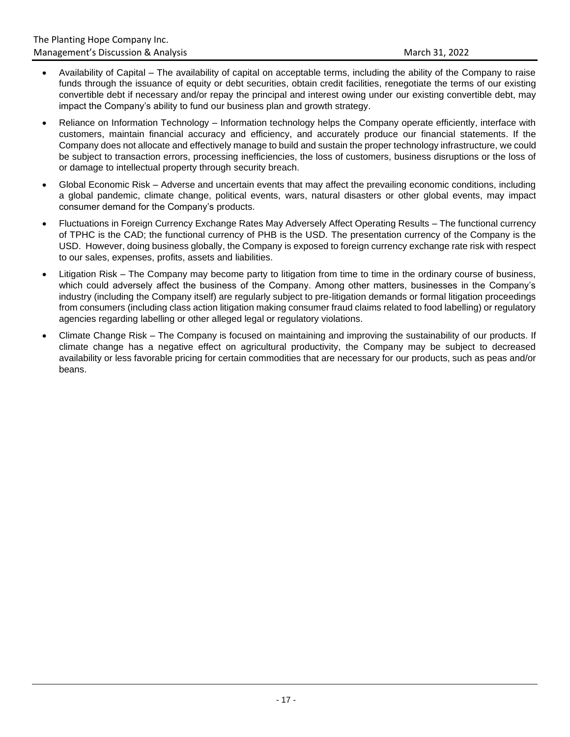- Availability of Capital – The availability of capital on acceptable terms, including the ability of the Company to raise funds through the issuance of equity or debt securities, obtain credit facilities, renegotiate the terms of our existing convertible debt if necessary and/or repay the principal and interest owing under our existing convertible debt, may impact the Company's ability to fund our business plan and growth strategy.
- Reliance on Information Technology – Information technology helps the Company operate efficiently, interface with customers, maintain financial accuracy and efficiency, and accurately produce our financial statements. If the Company does not allocate and effectively manage to build and sustain the proper technology infrastructure, we could be subject to transaction errors, processing inefficiencies, the loss of customers, business disruptions or the loss of or damage to intellectual property through security breach.
- Global Economic Risk – Adverse and uncertain events that may affect the prevailing economic conditions, including a global pandemic, climate change, political events, wars, natural disasters or other global events, may impact consumer demand for the Company's products.
- Fluctuations in Foreign Currency Exchange Rates May Adversely Affect Operating Results – The functional currency of TPHC is the CAD; the functional currency of PHB is the USD. The presentation currency of the Company is the USD. However, doing business globally, the Company is exposed to foreign currency exchange rate risk with respect to our sales, expenses, profits, assets and liabilities.
- Litigation Risk – The Company may become party to litigation from time to time in the ordinary course of business, which could adversely affect the business of the Company. Among other matters, businesses in the Company's industry (including the Company itself) are regularly subject to pre-litigation demands or formal litigation proceedings from consumers (including class action litigation making consumer fraud claims related to food labelling) or regulatory agencies regarding labelling or other alleged legal or regulatory violations.
- Climate Change Risk – The Company is focused on maintaining and improving the sustainability of our products. If climate change has a negative effect on agricultural productivity, the Company may be subject to decreased availability or less favorable pricing for certain commodities that are necessary for our products, such as peas and/or beans.